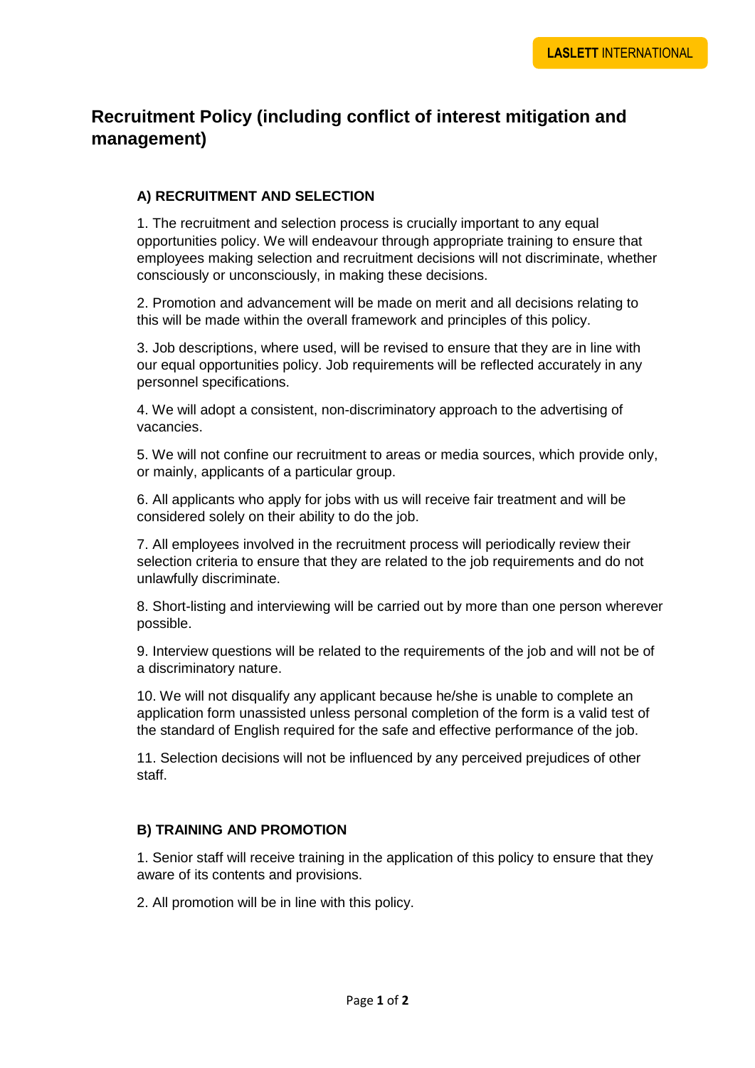# Recruitment Policy (including conflict of interest mitigation and management)

## A) RECRUITMENT AND SELECTION

1. The recruitment and selection process is crucially important to any equal opportunities policy. We will endeavour through appropriate training to ensure that employees making selection and recruitment decisions will not discriminate, whether consciously or unconsciously, in making these decisions.

2. Promotion and advancement will be made on merit and all decisions relating to this will be made within the overall framework and principles of this policy.

3. Job descriptions, where used, will be revised to ensure that they are in line with our equal opportunities policy. Job requirements will be reflected accurately in any personnel specifications.

4. We will adopt a consistent, non-discriminatory approach to the advertising of vacancies.

5. We will not confine our recruitment to areas or media sources, which provide only, or mainly, applicants of a particular group.

6. All applicants who apply for jobs with us will receive fair treatment and will be considered solely on their ability to do the job.

7. All employees involved in the recruitment process will periodically review their selection criteria to ensure that they are related to the job requirements and do not unlawfully discriminate.

8. Short-listing and interviewing will be carried out by more than one person wherever possible.

9. Interview questions will be related to the requirements of the job and will not be of a discriminatory nature.

10. We will not disqualify any applicant because he/she is unable to complete an application form unassisted unless personal completion of the form is a valid test of the standard of English required for the safe and effective performance of the job.

11. Selection decisions will not be influenced by any perceived prejudices of other staff.

## B) TRAINING AND PROMOTION

1. Senior staff will receive training in the application of this policy to ensure that they aware of its contents and provisions.

2. All promotion will be in line with this policy.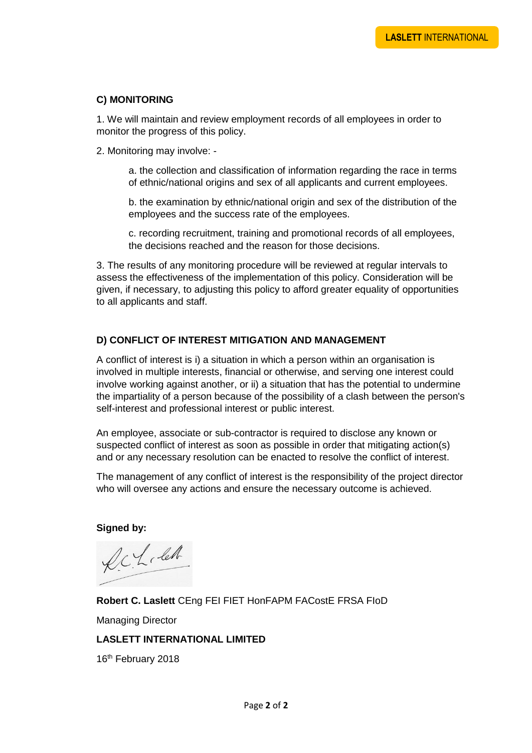## C) MONITORING

1. We will maintain and review employment records of all employees in order to monitor the progress of this policy.

2. Monitoring may involve: -

   a. the collection and classification of information regarding the race in terms of ethnic/national origins and sex of all applicants and current employees.

   b. the examination by ethnic/national origin and sex of the distribution of the employees and the success rate of the employees.

   c. recording recruitment, training and promotional records of all employees, the decisions reached and the reason for those decisions.

3. The results of any monitoring procedure will be reviewed at regular intervals to assess the effectiveness of the implementation of this policy. Consideration will be given, if necessary, to adjusting this policy to afford greater equality of opportunities to all applicants and staff.

## D) CONFLICT OF INTEREST MITIGATION AND MANAGEMENT

A conflict of interest is i) a situation in which a person within an organisation is involved in multiple interests, financial or otherwise, and serving one interest could involve working against another, or ii) a situation that has the potential to undermine the impartiality of a person because of the possibility of a clash between the person's self-interest and professional interest or public interest.

An employee, associate or sub-contractor is required to disclose any known or suspected conflict of interest as soon as possible in order that mitigating action(s) and or any necessary resolution can be enacted to resolve the conflict of interest.

The management of any conflict of interest is the responsibility of the project director who will oversee any actions and ensure the necessary outcome is achieved.

**Signed by:**

**Robert C. Laslett** CEng FEI FIET HonFAPM FACostE FRSA FIoD

Managing Director

**LASLETT INTERNATIONAL LIMITED**

16th February 2018